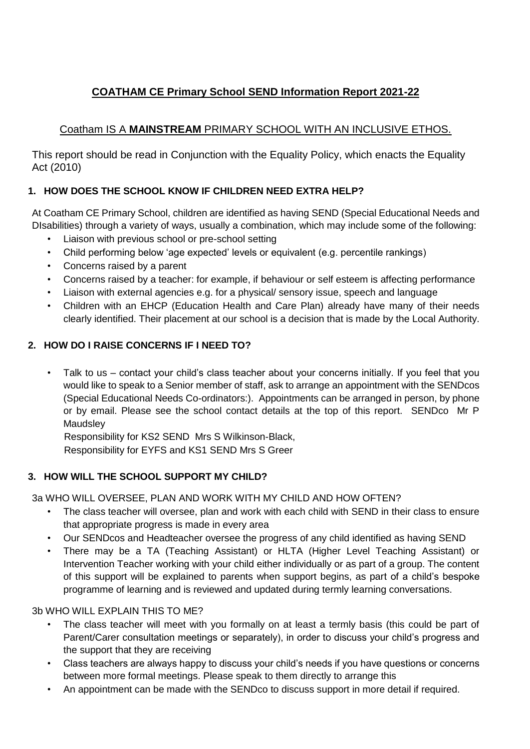# COATHAM CE Primary School SEND Information Report 2021-22

Coatham IS A **MAINSTREAM** PRIMARY SCHOOL WITH AN INCLUSIVE ETHOS.

This report should be read in Conjunction with the Equality Policy, which enacts the Equality Act (2010)

## 1. HOW DOES THE SCHOOL KNOW IF CHILDREN NEED EXTRA HELP?

At Coatham CE Primary School, children are identified as having SEND (Special Educational Needs and DIsabilities) through a variety of ways, usually a combination, which may include some of the following:

- Liaison with previous school or pre-school setting
- Child performing below 'age expected' levels or equivalent (e.g. percentile rankings)
- Concerns raised by a parent
- Concerns raised by a teacher: for example, if behaviour or self esteem is affecting performance
- Liaison with external agencies e.g. for a physical/ sensory issue, speech and language
- Children with an EHCP (Education Health and Care Plan) already have many of their needs clearly identified. Their placement at our school is a decision that is made by the Local Authority.

## 2. HOW DO I RAISE CONCERNS IF I NEED TO?

- Talk to us – contact your child's class teacher about your concerns initially. If you feel that you would like to speak to a Senior member of staff, ask to arrange an appointment with the SENDcos (Special Educational Needs Co-ordinators:). Appointments can be arranged in person, by phone or by email. Please see the school contact details at the top of this report. SENDco Mr P Maudsley

  Responsibility for KS2 SEND Mrs S Wilkinson-Black,

  Responsibility for EYFS and KS1 SEND Mrs S Greer

## 3. HOW WILL THE SCHOOL SUPPORT MY CHILD?

3a WHO WILL OVERSEE, PLAN AND WORK WITH MY CHILD AND HOW OFTEN?

- The class teacher will oversee, plan and work with each child with SEND in their class to ensure that appropriate progress is made in every area
- Our SENDcos and Headteacher oversee the progress of any child identified as having SEND
- There may be a TA (Teaching Assistant) or HLTA (Higher Level Teaching Assistant) or Intervention Teacher working with your child either individually or as part of a group. The content of this support will be explained to parents when support begins, as part of a child's bespoke programme of learning and is reviewed and updated during termly learning conversations.

3b WHO WILL EXPLAIN THIS TO ME?

- The class teacher will meet with you formally on at least a termly basis (this could be part of Parent/Carer consultation meetings or separately), in order to discuss your child's progress and the support that they are receiving
- Class teachers are always happy to discuss your child's needs if you have questions or concerns between more formal meetings. Please speak to them directly to arrange this
- An appointment can be made with the SENDco to discuss support in more detail if required.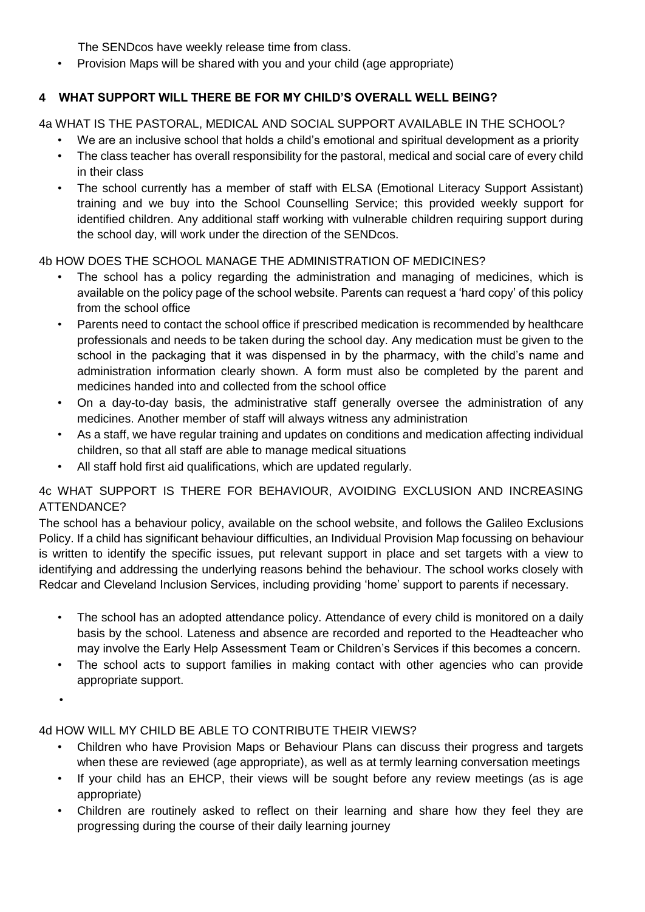The SENDcos have weekly release time from class.

- Provision Maps will be shared with you and your child (age appropriate)

## 4 WHAT SUPPORT WILL THERE BE FOR MY CHILD'S OVERALL WELL BEING?

### 4a WHAT IS THE PASTORAL, MEDICAL AND SOCIAL SUPPORT AVAILABLE IN THE SCHOOL?

- We are an inclusive school that holds a child's emotional and spiritual development as a priority
- The class teacher has overall responsibility for the pastoral, medical and social care of every child in their class
- The school currently has a member of staff with ELSA (Emotional Literacy Support Assistant) training and we buy into the School Counselling Service; this provided weekly support for identified children. Any additional staff working with vulnerable children requiring support during the school day, will work under the direction of the SENDcos.

### 4b HOW DOES THE SCHOOL MANAGE THE ADMINISTRATION OF MEDICINES?

- The school has a policy regarding the administration and managing of medicines, which is available on the policy page of the school website. Parents can request a 'hard copy' of this policy from the school office
- Parents need to contact the school office if prescribed medication is recommended by healthcare professionals and needs to be taken during the school day. Any medication must be given to the school in the packaging that it was dispensed in by the pharmacy, with the child's name and administration information clearly shown. A form must also be completed by the parent and medicines handed into and collected from the school office
- On a day-to-day basis, the administrative staff generally oversee the administration of any medicines. Another member of staff will always witness any administration
- As a staff, we have regular training and updates on conditions and medication affecting individual children, so that all staff are able to manage medical situations
- All staff hold first aid qualifications, which are updated regularly.

### 4c WHAT SUPPORT IS THERE FOR BEHAVIOUR, AVOIDING EXCLUSION AND INCREASING ATTENDANCE?

The school has a behaviour policy, available on the school website, and follows the Galileo Exclusions Policy. If a child has significant behaviour difficulties, an Individual Provision Map focussing on behaviour is written to identify the specific issues, put relevant support in place and set targets with a view to identifying and addressing the underlying reasons behind the behaviour. The school works closely with Redcar and Cleveland Inclusion Services, including providing 'home' support to parents if necessary.

- The school has an adopted attendance policy. Attendance of every child is monitored on a daily basis by the school. Lateness and absence are recorded and reported to the Headteacher who may involve the Early Help Assessment Team or Children's Services if this becomes a concern.
- The school acts to support families in making contact with other agencies who can provide appropriate support.

### 4d HOW WILL MY CHILD BE ABLE TO CONTRIBUTE THEIR VIEWS?

- Children who have Provision Maps or Behaviour Plans can discuss their progress and targets when these are reviewed (age appropriate), as well as at termly learning conversation meetings
- If your child has an EHCP, their views will be sought before any review meetings (as is age appropriate)
- Children are routinely asked to reflect on their learning and share how they feel they are progressing during the course of their daily learning journey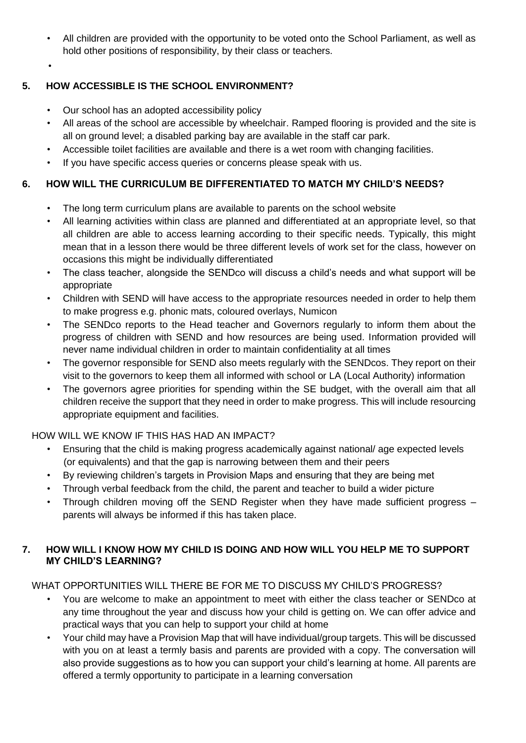- All children are provided with the opportunity to be voted onto the School Parliament, as well as hold other positions of responsibility, by their class or teachers.
- 

## 5. HOW ACCESSIBLE IS THE SCHOOL ENVIRONMENT?

- Our school has an adopted accessibility policy
- All areas of the school are accessible by wheelchair. Ramped flooring is provided and the site is all on ground level; a disabled parking bay are available in the staff car park.
- Accessible toilet facilities are available and there is a wet room with changing facilities.
- If you have specific access queries or concerns please speak with us.

## 6. HOW WILL THE CURRICULUM BE DIFFERENTIATED TO MATCH MY CHILD'S NEEDS?

- The long term curriculum plans are available to parents on the school website
- All learning activities within class are planned and differentiated at an appropriate level, so that all children are able to access learning according to their specific needs. Typically, this might mean that in a lesson there would be three different levels of work set for the class, however on occasions this might be individually differentiated
- The class teacher, alongside the SENDco will discuss a child's needs and what support will be appropriate
- Children with SEND will have access to the appropriate resources needed in order to help them to make progress e.g. phonic mats, coloured overlays, Numicon
- The SENDco reports to the Head teacher and Governors regularly to inform them about the progress of children with SEND and how resources are being used. Information provided will never name individual children in order to maintain confidentiality at all times
- The governor responsible for SEND also meets regularly with the SENDcos. They report on their visit to the governors to keep them all informed with school or LA (Local Authority) information
- The governors agree priorities for spending within the SE budget, with the overall aim that all children receive the support that they need in order to make progress. This will include resourcing appropriate equipment and facilities.

### HOW WILL WE KNOW IF THIS HAS HAD AN IMPACT?

- Ensuring that the child is making progress academically against national/ age expected levels (or equivalents) and that the gap is narrowing between them and their peers
- By reviewing children's targets in Provision Maps and ensuring that they are being met
- Through verbal feedback from the child, the parent and teacher to build a wider picture
- Through children moving off the SEND Register when they have made sufficient progress – parents will always be informed if this has taken place.

## 7. HOW WILL I KNOW HOW MY CHILD IS DOING AND HOW WILL YOU HELP ME TO SUPPORT MY CHILD'S LEARNING?

### WHAT OPPORTUNITIES WILL THERE BE FOR ME TO DISCUSS MY CHILD'S PROGRESS?

- You are welcome to make an appointment to meet with either the class teacher or SENDco at any time throughout the year and discuss how your child is getting on. We can offer advice and practical ways that you can help to support your child at home
- Your child may have a Provision Map that will have individual/group targets. This will be discussed with you on at least a termly basis and parents are provided with a copy. The conversation will also provide suggestions as to how you can support your child's learning at home. All parents are offered a termly opportunity to participate in a learning conversation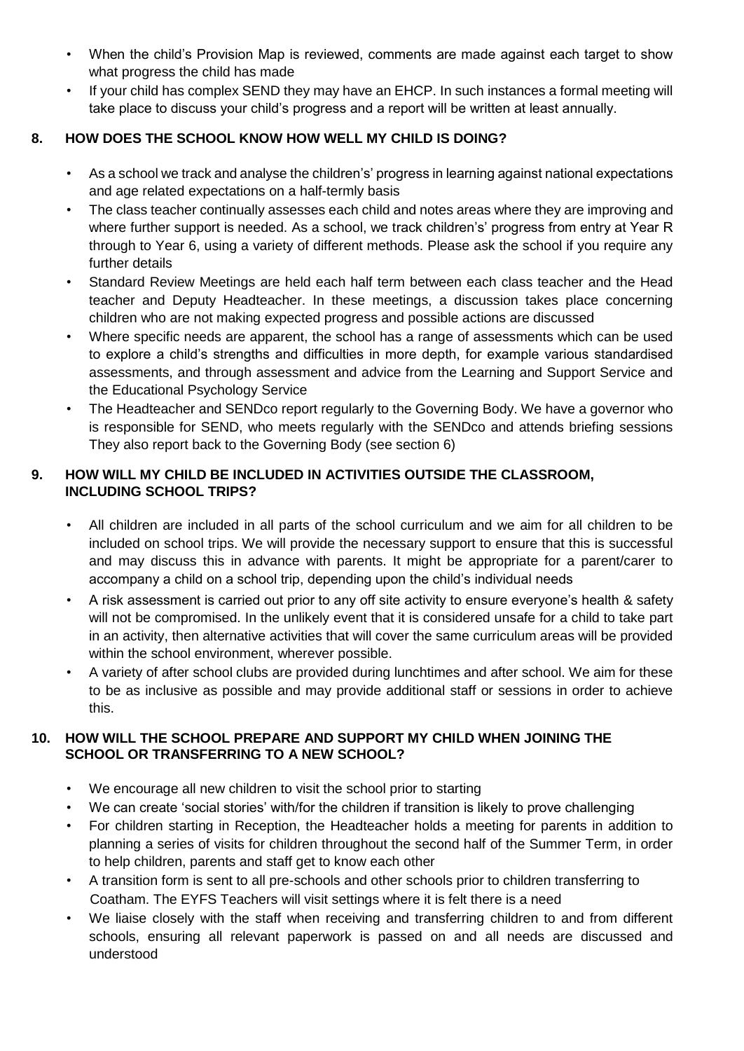- When the child's Provision Map is reviewed, comments are made against each target to show what progress the child has made
- If your child has complex SEND they may have an EHCP. In such instances a formal meeting will take place to discuss your child's progress and a report will be written at least annually.

## 8. HOW DOES THE SCHOOL KNOW HOW WELL MY CHILD IS DOING?

- As a school we track and analyse the children's' progress in learning against national expectations and age related expectations on a half-termly basis
- The class teacher continually assesses each child and notes areas where they are improving and where further support is needed. As a school, we track children's' progress from entry at Year R through to Year 6, using a variety of different methods. Please ask the school if you require any further details
- Standard Review Meetings are held each half term between each class teacher and the Head teacher and Deputy Headteacher. In these meetings, a discussion takes place concerning children who are not making expected progress and possible actions are discussed
- Where specific needs are apparent, the school has a range of assessments which can be used to explore a child's strengths and difficulties in more depth, for example various standardised assessments, and through assessment and advice from the Learning and Support Service and the Educational Psychology Service
- The Headteacher and SENDco report regularly to the Governing Body. We have a governor who is responsible for SEND, who meets regularly with the SENDco and attends briefing sessions They also report back to the Governing Body (see section 6)

## 9. HOW WILL MY CHILD BE INCLUDED IN ACTIVITIES OUTSIDE THE CLASSROOM, INCLUDING SCHOOL TRIPS?

- All children are included in all parts of the school curriculum and we aim for all children to be included on school trips. We will provide the necessary support to ensure that this is successful and may discuss this in advance with parents. It might be appropriate for a parent/carer to accompany a child on a school trip, depending upon the child's individual needs
- A risk assessment is carried out prior to any off site activity to ensure everyone's health & safety will not be compromised. In the unlikely event that it is considered unsafe for a child to take part in an activity, then alternative activities that will cover the same curriculum areas will be provided within the school environment, wherever possible.
- A variety of after school clubs are provided during lunchtimes and after school. We aim for these to be as inclusive as possible and may provide additional staff or sessions in order to achieve this.

## 10. HOW WILL THE SCHOOL PREPARE AND SUPPORT MY CHILD WHEN JOINING THE SCHOOL OR TRANSFERRING TO A NEW SCHOOL?

- We encourage all new children to visit the school prior to starting
- We can create 'social stories' with/for the children if transition is likely to prove challenging
- For children starting in Reception, the Headteacher holds a meeting for parents in addition to planning a series of visits for children throughout the second half of the Summer Term, in order to help children, parents and staff get to know each other
- A transition form is sent to all pre-schools and other schools prior to children transferring to Coatham. The EYFS Teachers will visit settings where it is felt there is a need
- We liaise closely with the staff when receiving and transferring children to and from different schools, ensuring all relevant paperwork is passed on and all needs are discussed and understood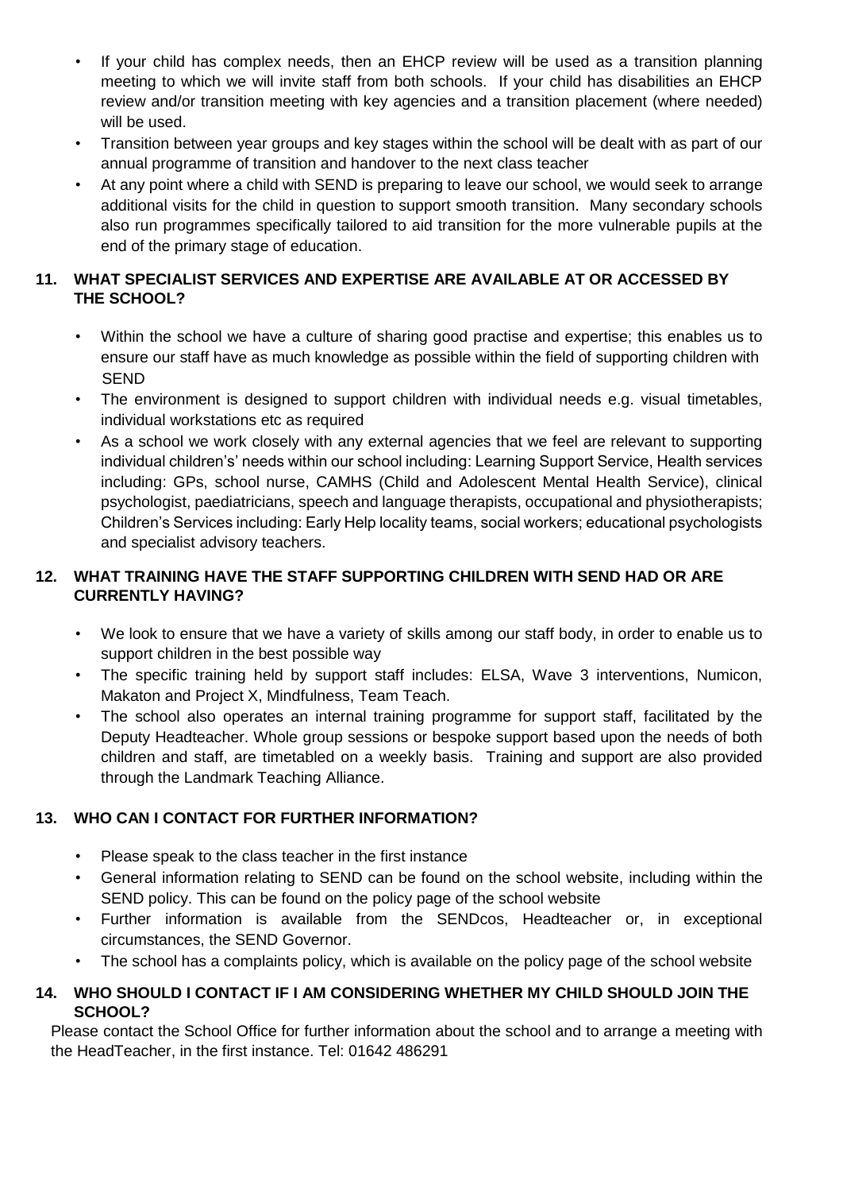- If your child has complex needs, then an EHCP review will be used as a transition planning meeting to which we will invite staff from both schools. If your child has disabilities an EHCP review and/or transition meeting with key agencies and a transition placement (where needed) will be used.
- Transition between year groups and key stages within the school will be dealt with as part of our annual programme of transition and handover to the next class teacher
- At any point where a child with SEND is preparing to leave our school, we would seek to arrange additional visits for the child in question to support smooth transition. Many secondary schools also run programmes specifically tailored to aid transition for the more vulnerable pupils at the end of the primary stage of education.

## 11. WHAT SPECIALIST SERVICES AND EXPERTISE ARE AVAILABLE AT OR ACCESSED BY THE SCHOOL?

- Within the school we have a culture of sharing good practise and expertise; this enables us to ensure our staff have as much knowledge as possible within the field of supporting children with SEND
- The environment is designed to support children with individual needs e.g. visual timetables, individual workstations etc as required
- As a school we work closely with any external agencies that we feel are relevant to supporting individual children's' needs within our school including: Learning Support Service, Health services including: GPs, school nurse, CAMHS (Child and Adolescent Mental Health Service), clinical psychologist, paediatricians, speech and language therapists, occupational and physiotherapists; Children's Services including: Early Help locality teams, social workers; educational psychologists and specialist advisory teachers.

## 12. WHAT TRAINING HAVE THE STAFF SUPPORTING CHILDREN WITH SEND HAD OR ARE CURRENTLY HAVING?

- We look to ensure that we have a variety of skills among our staff body, in order to enable us to support children in the best possible way
- The specific training held by support staff includes: ELSA, Wave 3 interventions, Numicon, Makaton and Project X, Mindfulness, Team Teach.
- The school also operates an internal training programme for support staff, facilitated by the Deputy Headteacher. Whole group sessions or bespoke support based upon the needs of both children and staff, are timetabled on a weekly basis. Training and support are also provided through the Landmark Teaching Alliance.

## 13. WHO CAN I CONTACT FOR FURTHER INFORMATION?

- Please speak to the class teacher in the first instance
- General information relating to SEND can be found on the school website, including within the SEND policy. This can be found on the policy page of the school website
- Further information is available from the SENDcos, Headteacher or, in exceptional circumstances, the SEND Governor.
- The school has a complaints policy, which is available on the policy page of the school website

## 14. WHO SHOULD I CONTACT IF I AM CONSIDERING WHETHER MY CHILD SHOULD JOIN THE SCHOOL?

Please contact the School Office for further information about the school and to arrange a meeting with the HeadTeacher, in the first instance. Tel: 01642 486291